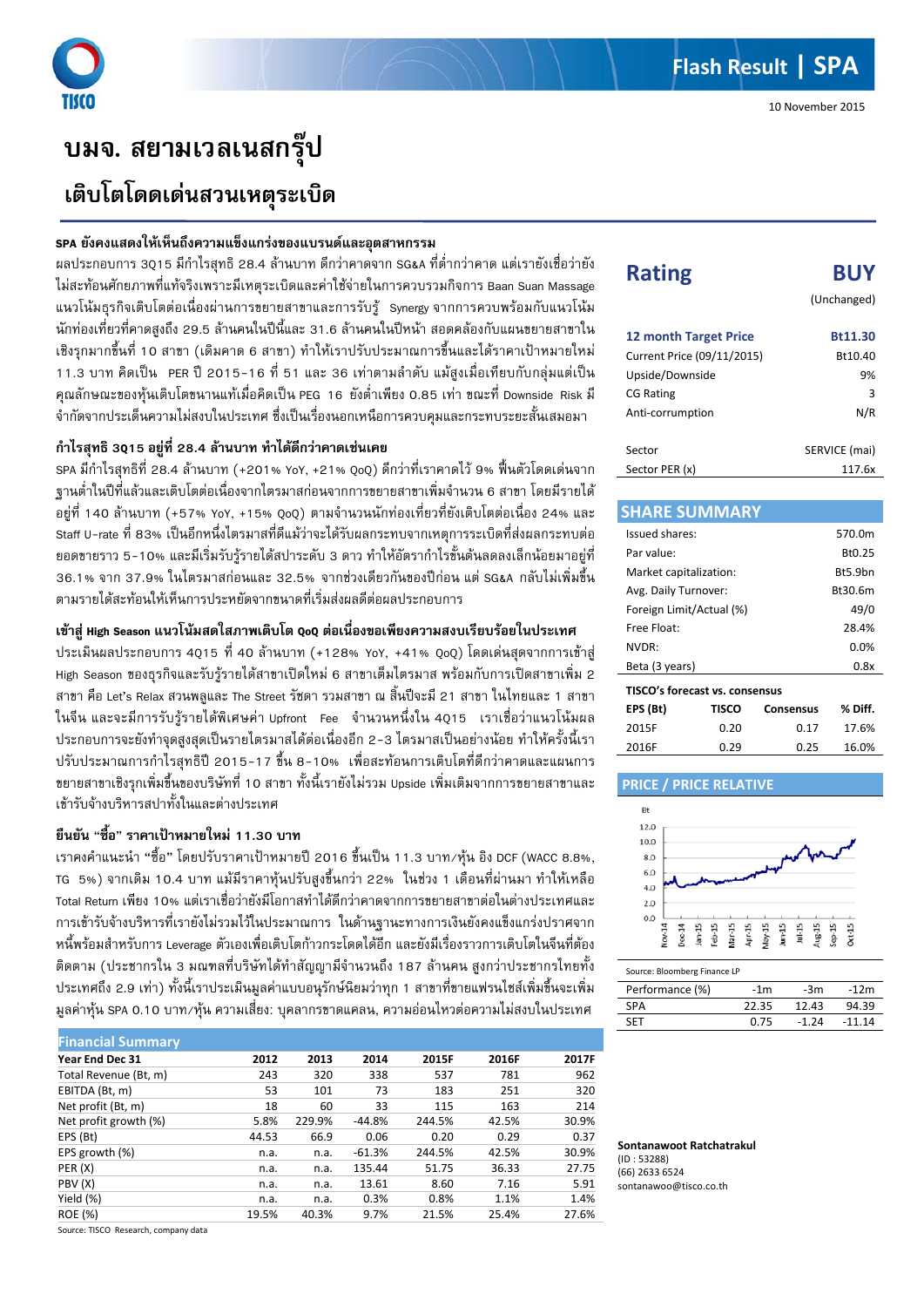# บมจ. สยามเวลเนสกรุ๊ป

## เติบโตโดดเด่นสวนเหตุระเบิด

### SPA ยังคงแสดงให้เห็นถึงความแข็งแกร่งของแบรนด์และอุตสาหกรรม

ผลประกอบการ 3Q15 มีกำไรสุทธิ 28.4 ล้านบาท ดีกว่าคาดจาก SG&A ที่ต่ำกว่าคาด แต่เรายังเชื่อว่ายังไม่สะท้อนศักยภาพที่แท้จริงเพราะมีเหตุระเบิดและค่าใช้จ่ายในการควบรวมกิจการ Baan Suan Massage แนวโน้มธุรกิจเติบโตต่อเนื่องผ่านการขยายสาขาและการรับรู้ Synergy จากการควบพร้อมกับแนวโน้มนักท่องเที่ยวที่คาดสูงถึง 29.5 ล้านคนในปีนี้และ 31.6 ล้านคนในปีหน้า สอดคล้องกับแผนขยายสาขาในเชิงรุกมากขึ้นที่ 10 สาขา (เดิมคาด 6 สาขา) ทำให้เราปรับประมาณการขึ้นและได้ราคาเป้าหมายใหม่ 11.3 บาท คิดเป็น PER ปี 2015-16 ที่ 51 และ 36 เท่าตามลำดับ แม้สูงเมื่อเทียบกับกลุ่มแต่เป็นคุณลักษณะของหุ้นเติบโตขนานแท้เมื่อคิดเป็น PEG 16 ยังต่ำเพียง 0.85 เท่า ขณะที่ Downside Risk มีจำกัดจากประเด็นความไม่สงบในประเทศ ซึ่งเป็นเรื่องนอกเหนือการควบคุมและกระทบระยะสั้นเสมอมา

### กำไรสุทธิ 3Q15 อยู่ที่ 28.4 ล้านบาท ทำได้ดีกว่าคาดเช่นเคย

SPA มีกำไรสุทธิที่ 28.4 ล้านบาท (+201% YoY, +21% QoQ) ดีกว่าที่เราคาดไว้ 9% ฟื้นตัวโดดเด่นจากฐานต่ำในปีที่แล้วและเติบโตต่อเนื่องจากไตรมาสก่อนจากการขยายสาขาเพิ่มจำนวน 6 สาขา โดยมีรายได้อยู่ที่ 140 ล้านบาท (+57% YoY, +15% QoQ) ตามจำนวนนักท่องเที่ยวที่ยังเติบโตต่อเนื่อง 24% และ Staff U-rate ที่ 83% เป็นอีกหนึ่งไตรมาสที่ดีแม้ว่าจะได้รับผลกระทบจากเหตุการระเบิดที่ส่งผลกระทบต่อยอดขายราว 5-10% และมีเริ่มรับรู้รายได้สปาระดับ 3 ดาว ทำให้อัตรากำไรขั้นต้นลดลงเล็กน้อยมาอยู่ที่ 36.1% จาก 37.9% ในไตรมาสก่อนและ 32.5% จากช่วงเดียวกันของปีก่อน แต่ SG&A กลับไม่เพิ่มขึ้นตามรายได้สะท้อนให้เห็นการประหยัดจากขนาดที่เริ่มส่งผลดีต่อผลประกอบการ

### เข้าสู่ High Season แนวโน้มสดใสภาพเติบโต QoQ ต่อเนื่องขอเพียงความสงบเรียบร้อยในประเทศ

ประเมินผลประกอบการ 4Q15 ที่ 40 ล้านบาท (+128% YoY, +41% QoQ) โดดเด่นสุดจากการเข้าสู่ High Season ของธุรกิจและรับรู้รายได้สาขาเปิดใหม่ 6 สาขาเต็มไตรมาส พร้อมกับการเปิดสาขาเพิ่ม 2 สาขา คือ Let's Relax สวนพลูและ The Street รัชดา รวมสาขา ณ สิ้นปีจะมี 21 สาขา ในไทยและ 1 สาขาในจีน และจะมีการรับรู้รายได้พิเศษค่า Upfront Fee จำนวนหนึ่งใน 4Q15 เราเชื่อว่าแนวโน้มผลประกอบการจะยังทำจุดสูงสุดเป็นรายไตรมาสได้ต่อเนื่องอีก 2-3 ไตรมาสเป็นอย่างน้อย ทำให้ครั้งนี้เราปรับประมาณการกำไรสุทธิปี 2015-17 ขึ้น 8-10% เพื่อสะท้อนการเติบโตที่ดีกว่าคาดและแผนการขยายสาขาเชิงรุกเพิ่มขึ้นของบริษัทที่ 10 สาขา ทั้งนี้เรายังไม่รวม Upside เพิ่มเติมจากการขยายสาขาและเข้ารับจ้างบริหารสปาทั้งในและต่างประเทศ

### ยืนยัน "ซื้อ" ราคาเป้าหมายใหม่ 11.30 บาท

เราคงคำแนะนำ "ซื้อ" โดยปรับราคาเป้าหมายปี 2016 ขึ้นเป็น 11.3 บาท/หุ้น อิง DCF (WACC 8.8%, TG 5%) จากเดิม 10.4 บาท แม้มีราคาหุ้นปรับสูงขึ้นกว่า 22% ในช่วง 1 เดือนที่ผ่านมา ทำให้เหลือ Total Return เพียง 10% แต่เราเชื่อว่ายังมีโอกาสทำได้ดีกว่าคาดจากการขยายสาขาต่อในต่างประเทศและการเข้ารับจ้างบริหารที่เรายังไม่รวมไว้ในประมาณการ ในด้านฐานะทางการเงินยังคงแข็งแกร่งปราศจากหนี้พร้อมสำหรับการ Leverage ตัวเองเพื่อเติบโตก้าวกระโดดได้อีก และยังมีเรื่องราวการเติบโตในจีนที่ต้องติดตาม (ประชากรใน 3 มณฑลที่บริษัทได้ทำสัญญามีจำนวนถึง 187 ล้านคน สูงกว่าประชากรไทยทั้งประเทศถึง 2.9 เท่า) ทั้งนี้เราประเมินมูลค่าแบบอนุรักษ์นิยมว่าทุก 1 สาขาที่ขายแฟรนไชส์เพิ่มขึ้นจะเพิ่มมูลค่าหุ้น SPA 0.10 บาท/หุ้น ความเสี่ยง: บุคลากรขาดแคลน, ความอ่อนไหวต่อความไม่สงบในประเทศ

### Financial Summary

| Year End Dec 31 | 2012 | 2013 | 2014 | 2015F | 2016F | 2017F |
|---|---|---|---|---|---|---|
| Total Revenue (Bt, m) | 243 | 320 | 338 | 537 | 781 | 962 |
| EBITDA (Bt, m) | 53 | 101 | 73 | 183 | 251 | 320 |
| Net profit (Bt, m) | 18 | 60 | 33 | 115 | 163 | 214 |
| Net profit growth (%) | 5.8% | 229.9% | -44.8% | 244.5% | 42.5% | 30.9% |
| EPS (Bt) | 44.53 | 66.9 | 0.06 | 0.20 | 0.29 | 0.37 |
| EPS growth (%) | n.a. | n.a. | -61.3% | 244.5% | 42.5% | 30.9% |
| PER (X) | n.a. | n.a. | 135.44 | 51.75 | 36.33 | 27.75 |
| PBV (X) | n.a. | n.a. | 13.61 | 8.60 | 7.16 | 5.91 |
| Yield (%) | n.a. | n.a. | 0.3% | 0.8% | 1.1% | 1.4% |
| ROE (%) | 19.5% | 40.3% | 9.7% | 21.5% | 25.4% | 27.6% |

Source: TISCO Research, company data

## Rating: BUY (Unchanged)

| | |
|---|---|
| 12 month Target Price | Bt11.30 |
| Current Price (09/11/2015) | Bt10.40 |
| Upside/Downside | 9% |
| CG Rating | 3 |
| Anti-corrumption | N/R |
| Sector | SERVICE (mai) |
| Sector PER (x) | 117.6x |

### SHARE SUMMARY

| | |
|---|---|
| Issued shares: | 570.0m |
| Par value: | Bt0.25 |
| Market capitalization: | Bt5.9bn |
| Avg. Daily Turnover: | Bt30.6m |
| Foreign Limit/Actual (%) | 49/0 |
| Free Float: | 28.4% |
| NVDR: | 0.0% |
| Beta (3 years) | 0.8x |

**TISCO's forecast vs. consensus**

| EPS (Bt) | TISCO | Consensus | % Diff. |
|---|---|---|---|
| 2015F | 0.20 | 0.17 | 17.6% |
| 2016F | 0.29 | 0.25 | 16.0% |

### PRICE / PRICE RELATIVE

Source: Bloomberg Finance LP

| Performance (%) | -1m | -3m | -12m |
|---|---|---|---|
| SPA | 22.35 | 12.43 | 94.39 |
| SET | 0.75 | -1.24 | -11.14 |

**Sontanawoot Ratchatrakul**
(ID : 53288)
(66) 2633 6524
sontanawoo@tisco.co.th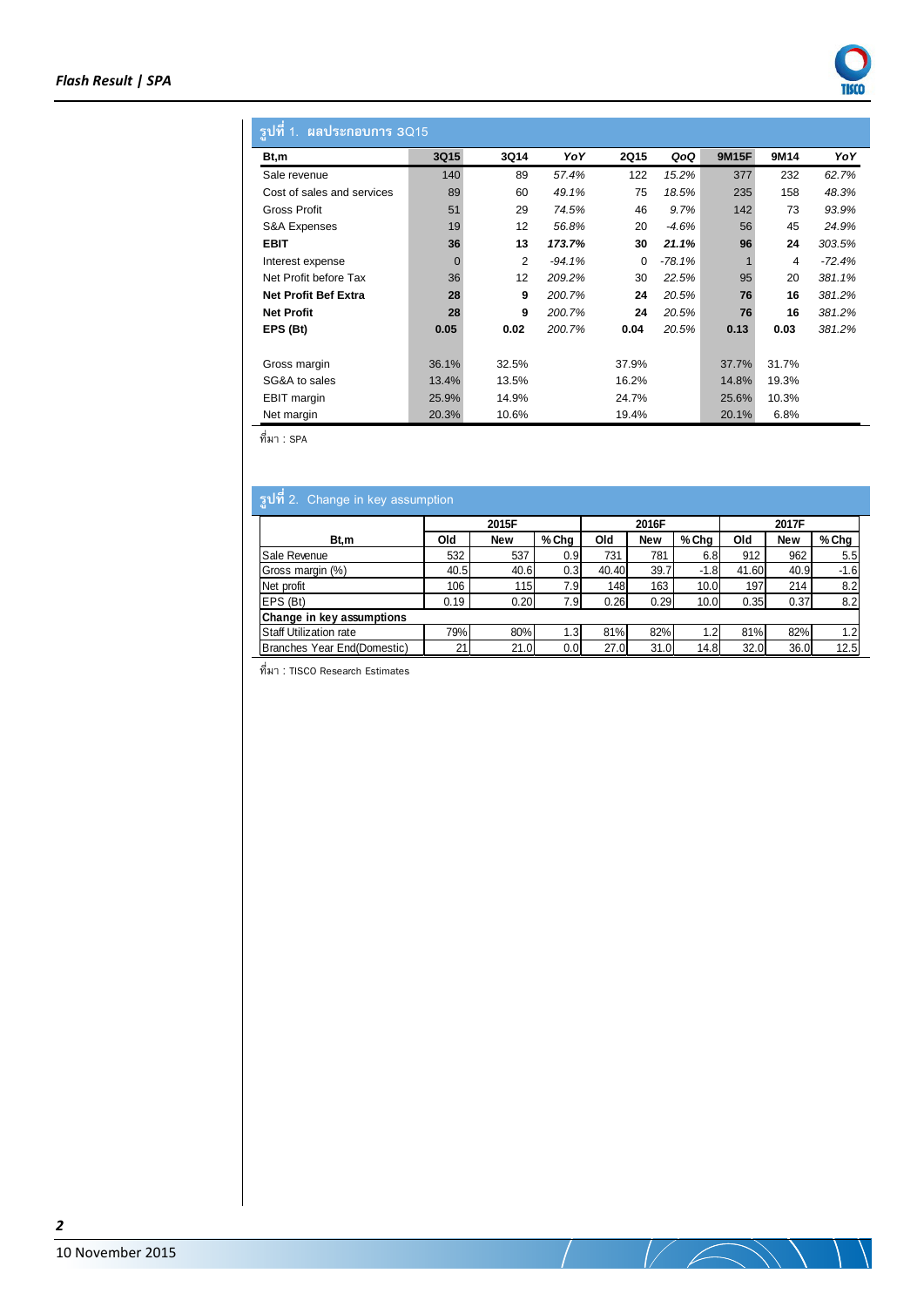## รูปที่ 1. ผลประกอบการ 3Q15

| Bt,m | 3Q15 | 3Q14 | YoY | 2Q15 | QoQ | 9M15F | 9M14 | YoY |
|---|---|---|---|---|---|---|---|---|
| Sale revenue | 140 | 89 | *57.4%* | 122 | *15.2%* | 377 | 232 | *62.7%* |
| Cost of sales and services | 89 | 60 | *49.1%* | 75 | *18.5%* | 235 | 158 | *48.3%* |
| Gross Profit | 51 | 29 | *74.5%* | 46 | *9.7%* | 142 | 73 | *93.9%* |
| S&A Expenses | 19 | 12 | *56.8%* | 20 | *-4.6%* | 56 | 45 | *24.9%* |
| **EBIT** | **36** | **13** | ***173.7%*** | **30** | ***21.1%*** | **96** | **24** | *303.5%* |
| Interest expense | 0 | 2 | *-94.1%* | 0 | *-78.1%* | 1 | 4 | *-72.4%* |
| Net Profit before Tax | 36 | 12 | *209.2%* | 30 | *22.5%* | 95 | 20 | *381.1%* |
| **Net Profit Bef Extra** | **28** | **9** | *200.7%* | **24** | *20.5%* | **76** | **16** | *381.2%* |
| **Net Profit** | **28** | **9** | *200.7%* | **24** | *20.5%* | **76** | **16** | *381.2%* |
| **EPS (Bt)** | **0.05** | **0.02** | *200.7%* | **0.04** | *20.5%* | **0.13** | **0.03** | *381.2%* |
| | | | | | | | | |
| Gross margin | 36.1% | 32.5% | | 37.9% | | 37.7% | 31.7% | |
| SG&A to sales | 13.4% | 13.5% | | 16.2% | | 14.8% | 19.3% | |
| EBIT margin | 25.9% | 14.9% | | 24.7% | | 25.6% | 10.3% | |
| Net margin | 20.3% | 10.6% | | 19.4% | | 20.1% | 6.8% | |

ที่มา : SPA

## รูปที่ 2. Change in key assumption

| Bt,m | 2015F | | | 2016F | | | 2017F | | |
|---|---|---|---|---|---|---|---|---|---|
| | Old | New | % Chg | Old | New | % Chg | Old | New | % Chg |
| Sale Revenue | 532 | 537 | 0.9 | 731 | 781 | 6.8 | 912 | 962 | 5.5 |
| Gross margin (%) | 40.5 | 40.6 | 0.3 | 40.40 | 39.7 | -1.8 | 41.60 | 40.9 | -1.6 |
| Net profit | 106 | 115 | 7.9 | 148 | 163 | 10.0 | 197 | 214 | 8.2 |
| EPS (Bt) | 0.19 | 0.20 | 7.9 | 0.26 | 0.29 | 10.0 | 0.35 | 0.37 | 8.2 |
| **Change in key assumptions** | | | | | | | | | |
| Staff Utilization rate | 79% | 80% | 1.3 | 81% | 82% | 1.2 | 81% | 82% | 1.2 |
| Branches Year End(Domestic) | 21 | 21.0 | 0.0 | 27.0 | 31.0 | 14.8 | 32.0 | 36.0 | 12.5 |

ที่มา : TISCO Research Estimates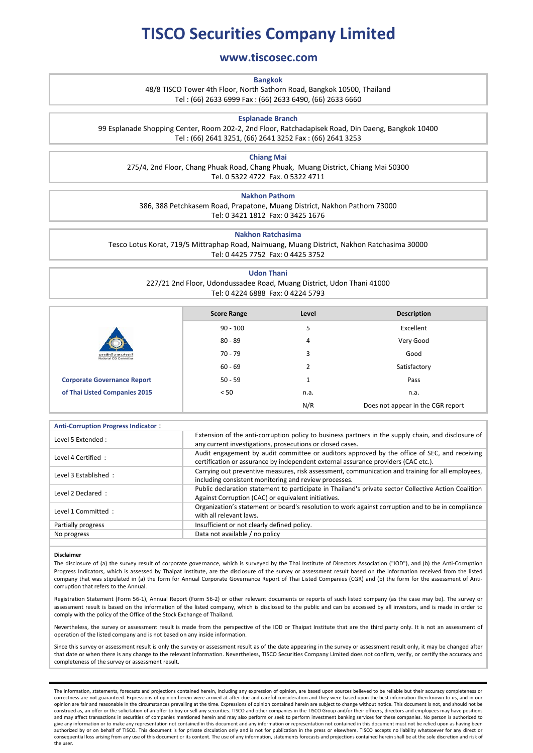# TISCO Securities Company Limited

## www.tiscosec.com

**Bangkok**
48/8 TISCO Tower 4th Floor, North Sathorn Road, Bangkok 10500, Thailand
Tel : (66) 2633 6999 Fax : (66) 2633 6490, (66) 2633 6660

**Esplanade Branch**
99 Esplanade Shopping Center, Room 202-2, 2nd Floor, Ratchadapisek Road, Din Daeng, Bangkok 10400
Tel : (66) 2641 3251, (66) 2641 3252 Fax : (66) 2641 3253

**Chiang Mai**
275/4, 2nd Floor, Chang Phuak Road, Chang Phuak, Muang District, Chiang Mai 50300
Tel. 0 5322 4722 Fax. 0 5322 4711

**Nakhon Pathom**
386, 388 Petchkasem Road, Prapatone, Muang District, Nakhon Pathom 73000
Tel: 0 3421 1812 Fax: 0 3425 1676

**Nakhon Ratchasima**
Tesco Lotus Korat, 719/5 Mittraphap Road, Naimuang, Muang District, Nakhon Ratchasima 30000
Tel: 0 4425 7752 Fax: 0 4425 3752

**Udon Thani**
227/21 2nd Floor, Udondussadee Road, Muang District, Udon Thani 41000
Tel: 0 4224 6888 Fax: 0 4224 5793

| | Score Range | Level | Description |
|---|---|---|---|
| สมาคมส่งเสริมสถาบันกรรมการบริษัทไทย National CG Committee | 90 - 100 | 5 | Excellent |
| | 80 - 89 | 4 | Very Good |
| | 70 - 79 | 3 | Good |
| | 60 - 69 | 2 | Satisfactory |
| **Corporate Governance Report** | 50 - 59 | 1 | Pass |
| **of Thai Listed Companies 2015** | < 50 | n.a. | n.a. |
| | | N/R | Does not appear in the CGR report |

| **Anti-Corruption Progress Indicator :** | |
|---|---|
| Level 5 Extended : | Extension of the anti-corruption policy to business partners in the supply chain, and disclosure of any current investigations, prosecutions or closed cases. |
| Level 4 Certified : | Audit engagement by audit committee or auditors approved by the office of SEC, and receiving certification or assurance by independent external assurance providers (CAC etc.). |
| Level 3 Established : | Carrying out preventive measures, risk assessment, communication and training for all employees, including consistent monitoring and review processes. |
| Level 2 Declared : | Public declaration statement to participate in Thailand's private sector Collective Action Coalition Against Corruption (CAC) or equivalent initiatives. |
| Level 1 Committed : | Organization's statement or board's resolution to work against corruption and to be in compliance with all relevant laws. |
| Partially progress | Insufficient or not clearly defined policy. |
| No progress | Data not available / no policy |

**Disclaimer**

The disclosure of (a) the survey result of corporate governance, which is surveyed by the Thai Institute of Directors Association ("IOD"), and (b) the Anti-Corruption Progress Indicators, which is assessed by Thaipat Institute, are the disclosure of the survey or assessment result based on the information received from the listed company that was stipulated in (a) the form for Annual Corporate Governance Report of Thai Listed Companies (CGR) and (b) the form for the assessment of Anti-corruption that refers to the Annual.

Registration Statement (Form 56-1), Annual Report (Form 56-2) or other relevant documents or reports of such listed company (as the case may be). The survey or assessment result is based on the information of the listed company, which is disclosed to the public and can be accessed by all investors, and is made in order to comply with the policy of the Office of the Stock Exchange of Thailand.

Nevertheless, the survey or assessment result is made from the perspective of the IOD or Thaipat Institute that are the third party only. It is not an assessment of operation of the listed company and is not based on any inside information.

Since this survey or assessment result is only the survey or assessment result as of the date appearing in the survey or assessment result only, it may be changed after that date or when there is any change to the relevant information. Nevertheless, TISCO Securities Company Limited does not confirm, verify, or certify the accuracy and completeness of the survey or assessment result.

The information, statements, forecasts and projections contained herein, including any expression of opinion, are based upon sources believed to be reliable but their accuracy completeness or correctness are not guaranteed. Expressions of opinion herein were arrived at after due and careful consideration and they were based upon the best information then known to us, and in our opinion are fair and reasonable in the circumstances prevailing at the time. Expressions of opinion contained herein are subject to change without notice. This document is not, and should not be construed as, an offer or the solicitation of an offer to buy or sell any securities. TISCO and other companies in the TISCO Group and/or their officers, directors and employees may have positions and may affect transactions in securities of companies mentioned herein and may also perform or seek to perform investment banking services for these companies. No person is authorized to give any information or to make any representation not contained in this document and any information or representation not contained in this document must not be relied upon as having been authorized by or on behalf of TISCO. This document is for private circulation only and is not for publication in the press or elsewhere. TISCO accepts no liability whatsoever for any direct or consequential loss arising from any use of this document or its content. The use of any information, statements forecasts and projections contained herein shall be at the sole discretion and risk of the user.